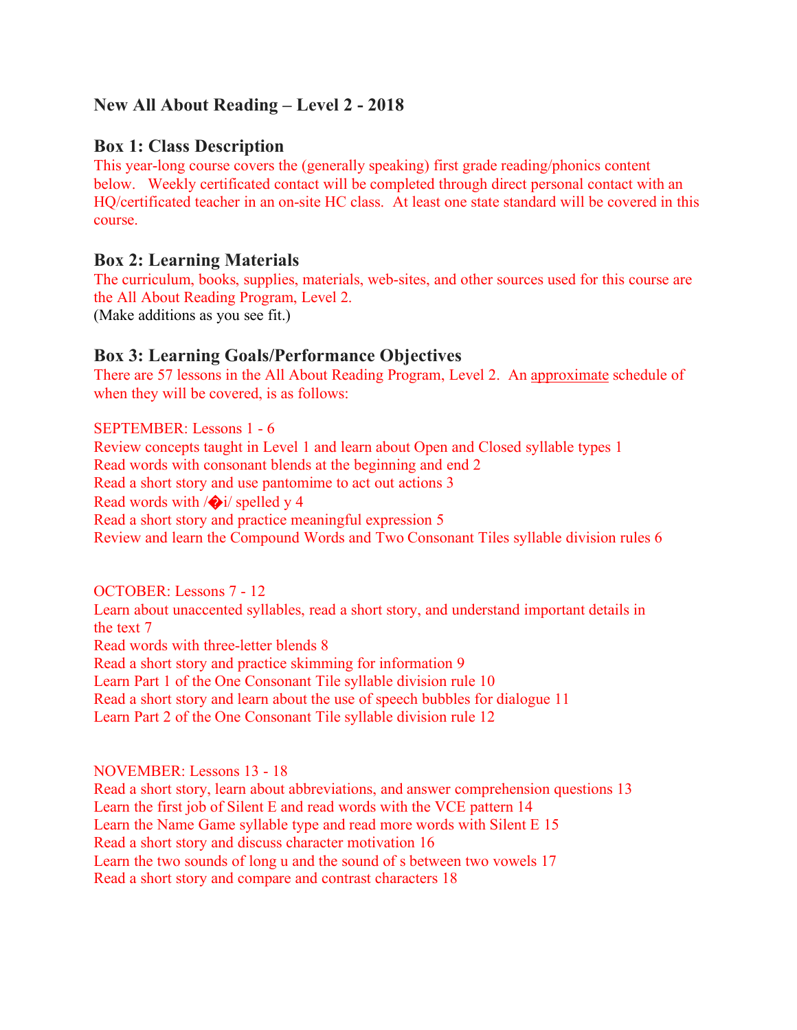# New All About Reading – Level 2 - 2018

## Box 1: Class Description

This year-long course covers the (generally speaking) first grade reading/phonics content below. Weekly certificated contact will be completed through direct personal contact with an HQ/certificated teacher in an on-site HC class. At least one state standard will be covered in this course.

## Box 2: Learning Materials

The curriculum, books, supplies, materials, web-sites, and other sources used for this course are the All About Reading Program, Level 2.
(Make additions as you see fit.)

## Box 3: Learning Goals/Performance Objectives

There are 57 lessons in the All About Reading Program, Level 2. An approximate schedule of when they will be covered, is as follows:

SEPTEMBER: Lessons 1 - 6
Review concepts taught in Level 1 and learn about Open and Closed syllable types 1
Read words with consonant blends at the beginning and end 2
Read a short story and use pantomime to act out actions 3
Read words with /�i/ spelled y 4
Read a short story and practice meaningful expression 5
Review and learn the Compound Words and Two Consonant Tiles syllable division rules 6

OCTOBER: Lessons 7 - 12
Learn about unaccented syllables, read a short story, and understand important details in the text 7
Read words with three-letter blends 8
Read a short story and practice skimming for information 9
Learn Part 1 of the One Consonant Tile syllable division rule 10
Read a short story and learn about the use of speech bubbles for dialogue 11
Learn Part 2 of the One Consonant Tile syllable division rule 12

NOVEMBER: Lessons 13 - 18
Read a short story, learn about abbreviations, and answer comprehension questions 13
Learn the first job of Silent E and read words with the VCE pattern 14
Learn the Name Game syllable type and read more words with Silent E 15
Read a short story and discuss character motivation 16
Learn the two sounds of long u and the sound of s between two vowels 17
Read a short story and compare and contrast characters 18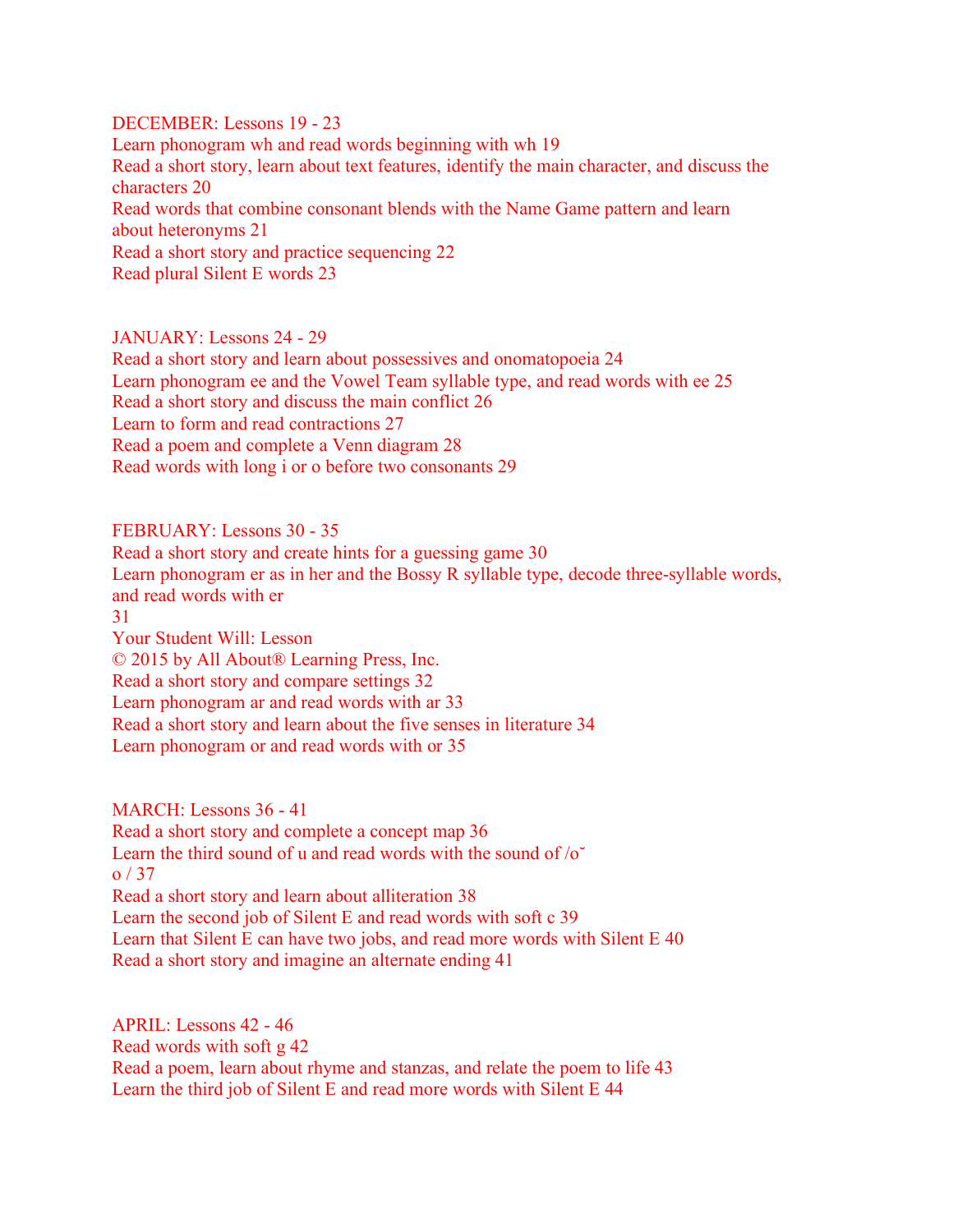DECEMBER: Lessons 19 - 23

Learn phonogram wh and read words beginning with wh 19

Read a short story, learn about text features, identify the main character, and discuss the characters 20

Read words that combine consonant blends with the Name Game pattern and learn about heteronyms 21

Read a short story and practice sequencing 22

Read plural Silent E words 23

JANUARY: Lessons 24 - 29

Read a short story and learn about possessives and onomatopoeia 24

Learn phonogram ee and the Vowel Team syllable type, and read words with ee 25

Read a short story and discuss the main conflict 26

Learn to form and read contractions 27

Read a poem and complete a Venn diagram 28

Read words with long i or o before two consonants 29

FEBRUARY: Lessons 30 - 35

Read a short story and create hints for a guessing game 30

Learn phonogram er as in her and the Bossy R syllable type, decode three-syllable words, and read words with er
31

Your Student Will: Lesson

© 2015 by All About® Learning Press, Inc.

Read a short story and compare settings 32

Learn phonogram ar and read words with ar 33

Read a short story and learn about the five senses in literature 34

Learn phonogram or and read words with or 35

MARCH: Lessons 36 - 41

Read a short story and complete a concept map 36

Learn the third sound of u and read words with the sound of /ŏ͞o/ 37

Read a short story and learn about alliteration 38

Learn the second job of Silent E and read words with soft c 39

Learn that Silent E can have two jobs, and read more words with Silent E 40

Read a short story and imagine an alternate ending 41

APRIL: Lessons 42 - 46

Read words with soft g 42

Read a poem, learn about rhyme and stanzas, and relate the poem to life 43

Learn the third job of Silent E and read more words with Silent E 44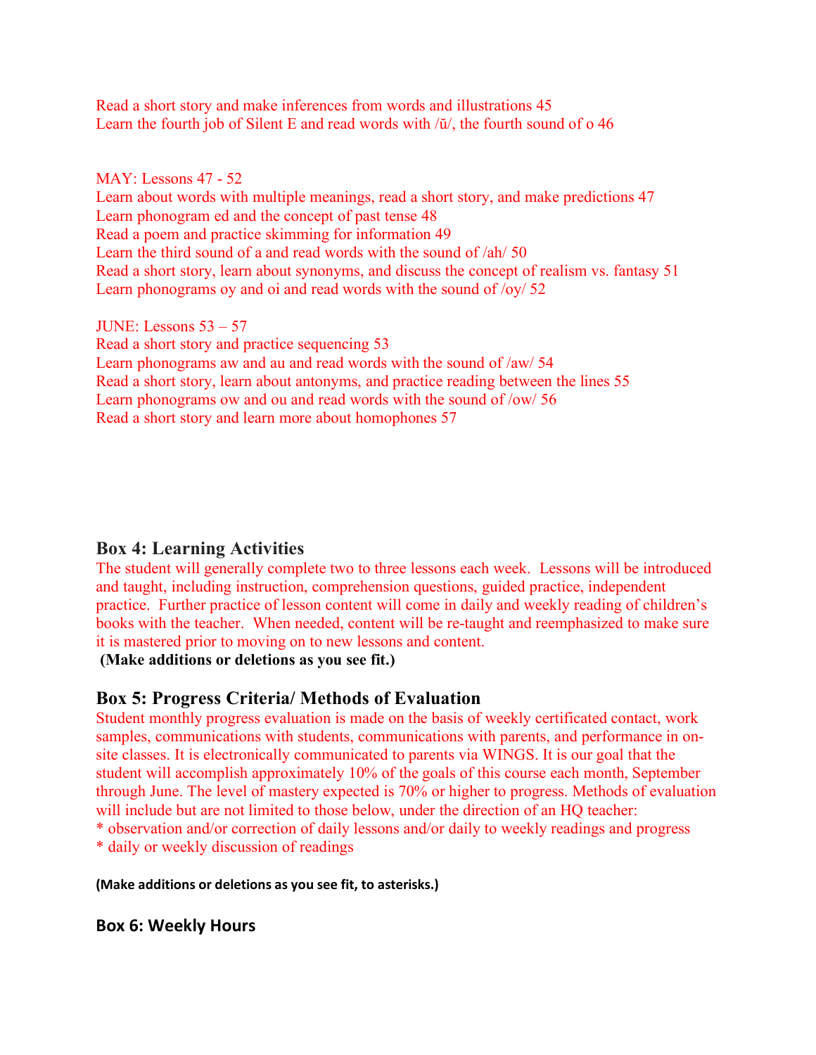Read a short story and make inferences from words and illustrations 45
Learn the fourth job of Silent E and read words with /ŭ/, the fourth sound of o 46

MAY: Lessons 47 - 52
Learn about words with multiple meanings, read a short story, and make predictions 47
Learn phonogram ed and the concept of past tense 48
Read a poem and practice skimming for information 49
Learn the third sound of a and read words with the sound of /ah/ 50
Read a short story, learn about synonyms, and discuss the concept of realism vs. fantasy 51
Learn phonograms oy and oi and read words with the sound of /oy/ 52

JUNE: Lessons 53 – 57
Read a short story and practice sequencing 53
Learn phonograms aw and au and read words with the sound of /aw/ 54
Read a short story, learn about antonyms, and practice reading between the lines 55
Learn phonograms ow and ou and read words with the sound of /ow/ 56
Read a short story and learn more about homophones 57

## Box 4: Learning Activities

The student will generally complete two to three lessons each week. Lessons will be introduced and taught, including instruction, comprehension questions, guided practice, independent practice. Further practice of lesson content will come in daily and weekly reading of children's books with the teacher. When needed, content will be re-taught and reemphasized to make sure it is mastered prior to moving on to new lessons and content.

**(Make additions or deletions as you see fit.)**

## Box 5: Progress Criteria/ Methods of Evaluation

Student monthly progress evaluation is made on the basis of weekly certificated contact, work samples, communications with students, communications with parents, and performance in on-site classes. It is electronically communicated to parents via WINGS. It is our goal that the student will accomplish approximately 10% of the goals of this course each month, September through June. The level of mastery expected is 70% or higher to progress. Methods of evaluation will include but are not limited to those below, under the direction of an HQ teacher:
* observation and/or correction of daily lessons and/or daily to weekly readings and progress
* daily or weekly discussion of readings

**(Make additions or deletions as you see fit, to asterisks.)**

## Box 6: Weekly Hours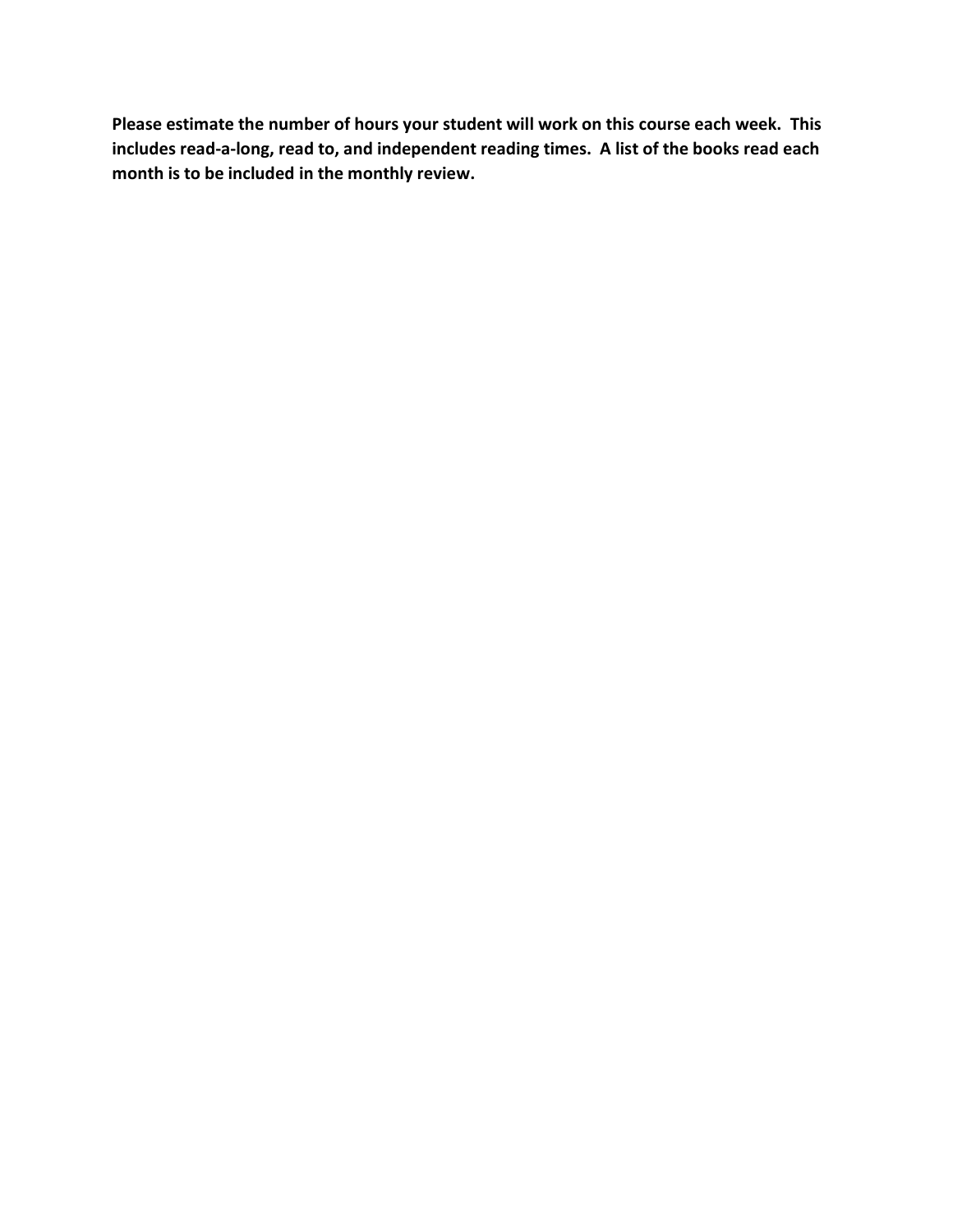**Please estimate the number of hours your student will work on this course each week. This includes read-a-long, read to, and independent reading times. A list of the books read each month is to be included in the monthly review.**